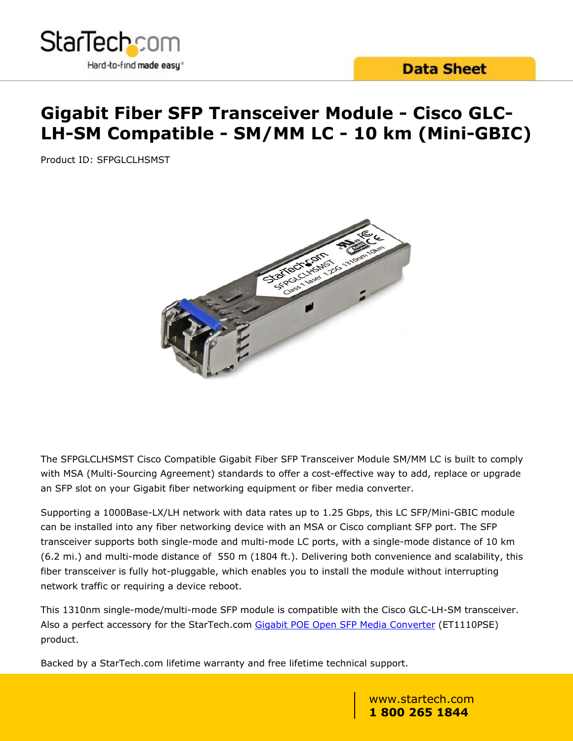# Gigabit Fiber SFP Transceiver Module - Cisco GLC-LH-SM Compatible - SM/MM LC - 10 km (Mini-GBIC)

Product ID: SFPGLCLHSMST

The SFPGLCLHSMST Cisco Compatible Gigabit Fiber SFP Transceiver Module SM/MM LC is built to comply with MSA (Multi-Sourcing Agreement) standards to offer a cost-effective way to add, replace or upgrade an SFP slot on your Gigabit fiber networking equipment or fiber media converter.

Supporting a 1000Base-LX/LH network with data rates up to 1.25 Gbps, this LC SFP/Mini-GBIC module can be installed into any fiber networking device with an MSA or Cisco compliant SFP port. The SFP transceiver supports both single-mode and multi-mode LC ports, with a single-mode distance of 10 km (6.2 mi.) and multi-mode distance of 550 m (1804 ft.). Delivering both convenience and scalability, this fiber transceiver is fully hot-pluggable, which enables you to install the module without interrupting network traffic or requiring a device reboot.

This 1310nm single-mode/multi-mode SFP module is compatible with the Cisco GLC-LH-SM transceiver. Also a perfect accessory for the StarTech.com [Gigabit POE Open SFP Media Converter](#) (ET1110PSE) product.

Backed by a StarTech.com lifetime warranty and free lifetime technical support.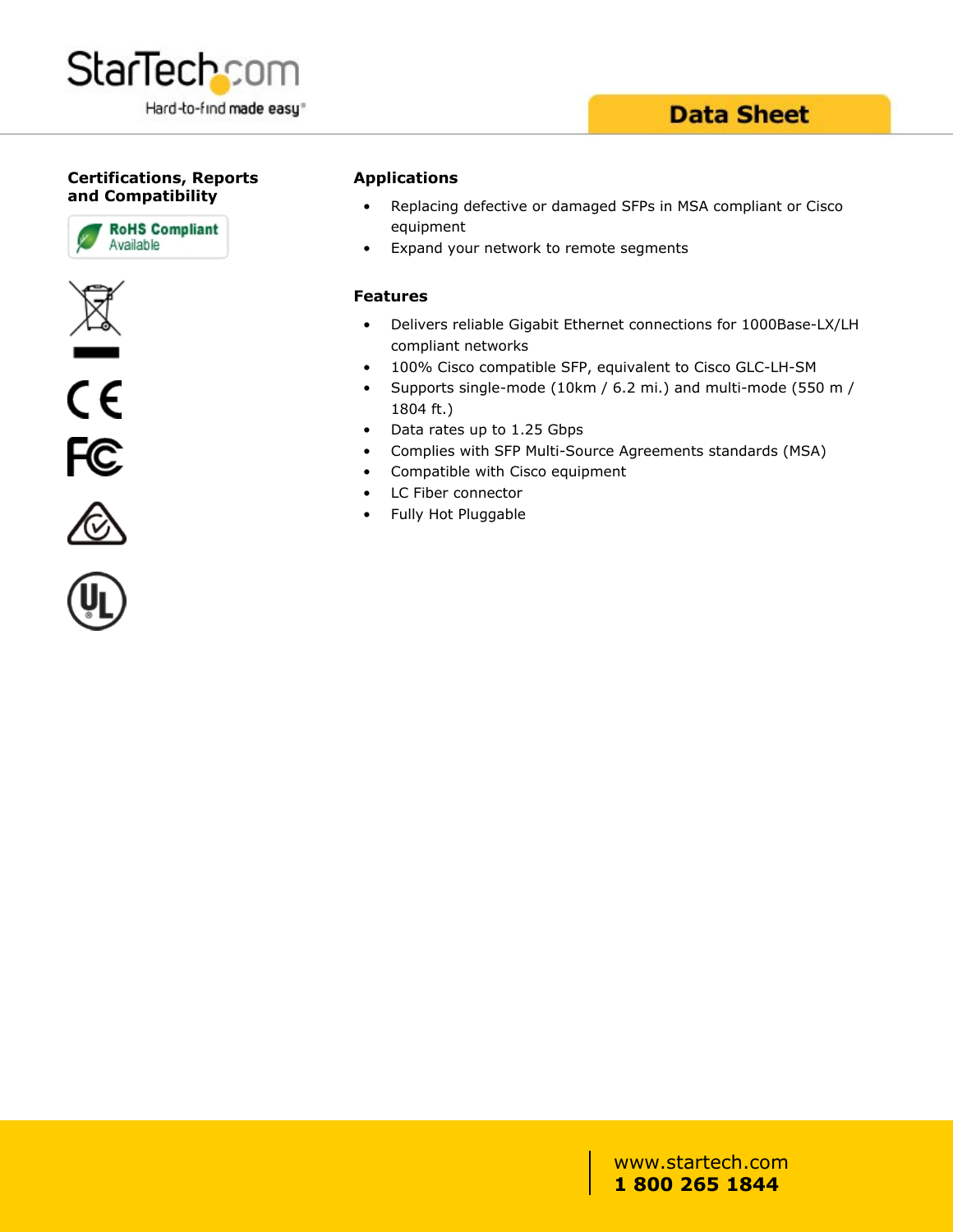## Certifications, Reports and Compatibility

RoHS Compliant
Available

## Applications

- Replacing defective or damaged SFPs in MSA compliant or Cisco equipment
- Expand your network to remote segments

## Features

- Delivers reliable Gigabit Ethernet connections for 1000Base-LX/LH compliant networks
- 100% Cisco compatible SFP, equivalent to Cisco GLC-LH-SM
- Supports single-mode (10km / 6.2 mi.) and multi-mode (550 m / 1804 ft.)
- Data rates up to 1.25 Gbps
- Complies with SFP Multi-Source Agreements standards (MSA)
- Compatible with Cisco equipment
- LC Fiber connector
- Fully Hot Pluggable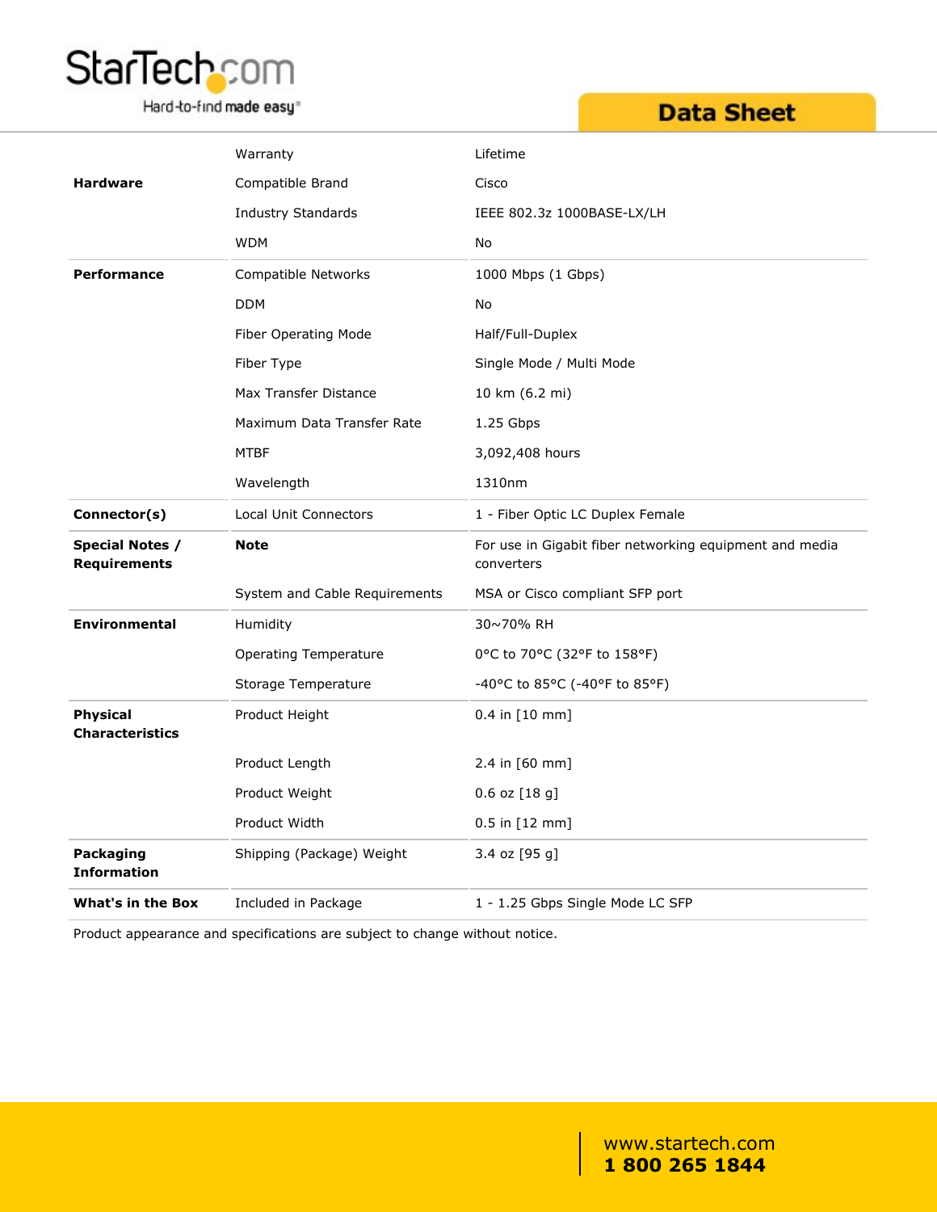| | | |
|---|---|---|
| **Hardware** | Warranty | Lifetime |
| | Compatible Brand | Cisco |
| | Industry Standards | IEEE 802.3z 1000BASE-LX/LH |
| | WDM | No |
| **Performance** | Compatible Networks | 1000 Mbps (1 Gbps) |
| | DDM | No |
| | Fiber Operating Mode | Half/Full-Duplex |
| | Fiber Type | Single Mode / Multi Mode |
| | Max Transfer Distance | 10 km (6.2 mi) |
| | Maximum Data Transfer Rate | 1.25 Gbps |
| | MTBF | 3,092,408 hours |
| | Wavelength | 1310nm |
| **Connector(s)** | Local Unit Connectors | 1 - Fiber Optic LC Duplex Female |
| **Special Notes / Requirements** | **Note** | For use in Gigabit fiber networking equipment and media converters |
| | System and Cable Requirements | MSA or Cisco compliant SFP port |
| **Environmental** | Humidity | 30~70% RH |
| | Operating Temperature | 0°C to 70°C (32°F to 158°F) |
| | Storage Temperature | -40°C to 85°C (-40°F to 85°F) |
| **Physical Characteristics** | Product Height | 0.4 in [10 mm] |
| | Product Length | 2.4 in [60 mm] |
| | Product Weight | 0.6 oz [18 g] |
| | Product Width | 0.5 in [12 mm] |
| **Packaging Information** | Shipping (Package) Weight | 3.4 oz [95 g] |
| **What's in the Box** | Included in Package | 1 - 1.25 Gbps Single Mode LC SFP |

Product appearance and specifications are subject to change without notice.

www.startech.com
**1 800 265 1844**